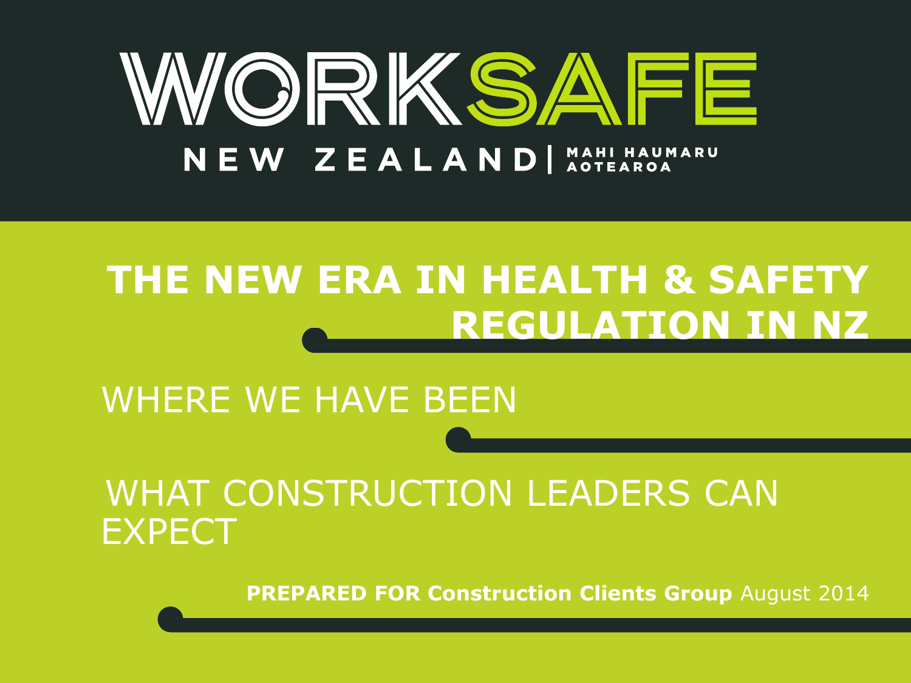WORKSAFE

NEW ZEALAND | MAHI HAUMARU AOTEAROA

# THE NEW ERA IN HEALTH & SAFETY REGULATION IN NZ

## WHERE WE HAVE BEEN

## WHAT CONSTRUCTION LEADERS CAN EXPECT

**PREPARED FOR Construction Clients Group** August 2014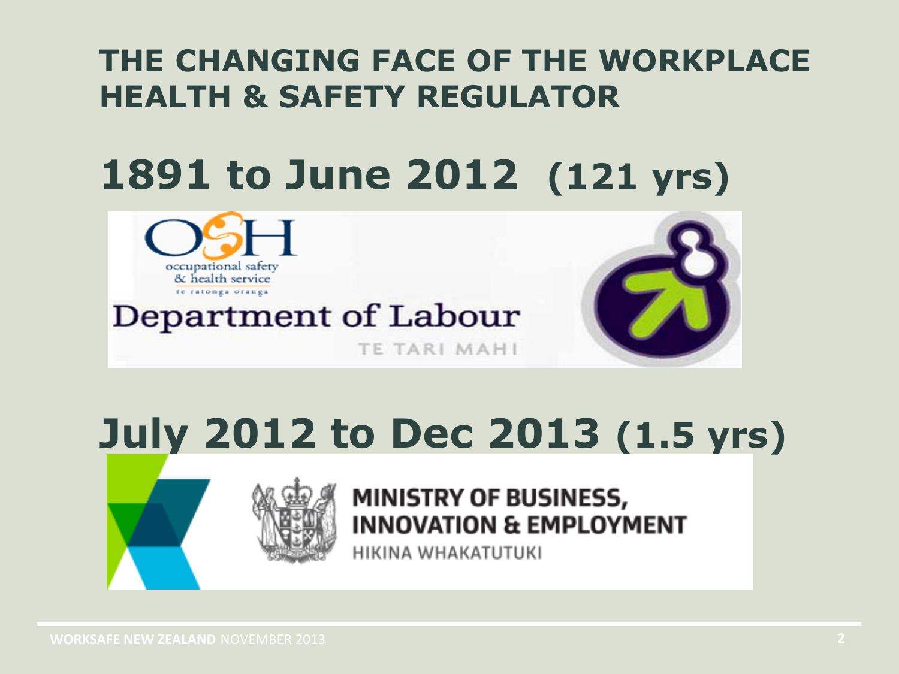# THE CHANGING FACE OF THE WORKPLACE HEALTH & SAFETY REGULATOR

## 1891 to June 2012 (121 yrs)

OSH occupational safety & health service te ratonga oranga

Department of Labour TE TARI MAHI

## July 2012 to Dec 2013 (1.5 yrs)

MINISTRY OF BUSINESS, INNOVATION & EMPLOYMENT HIKINA WHAKATUTUKI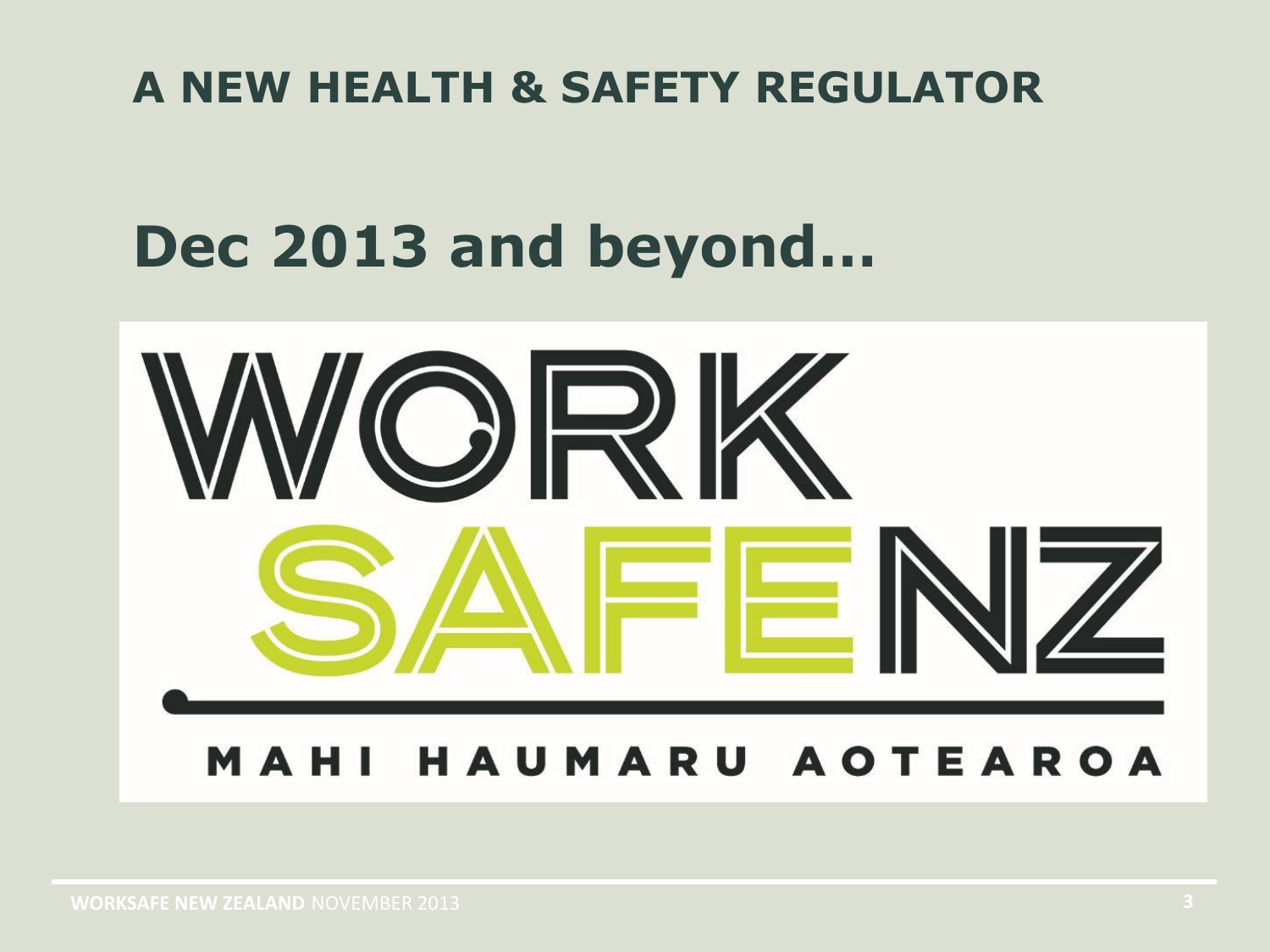# A NEW HEALTH & SAFETY REGULATOR

# Dec 2013 and beyond…

WORK SAFE NZ

MAHI HAUMARU AOTEAROA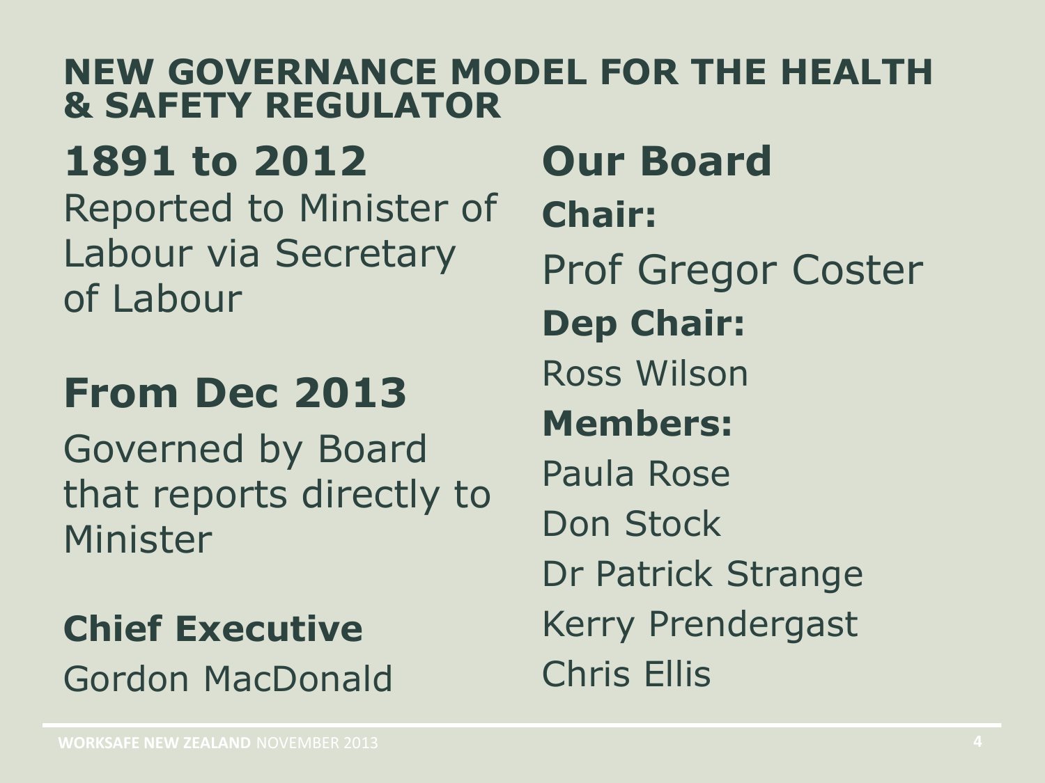# NEW GOVERNANCE MODEL FOR THE HEALTH & SAFETY REGULATOR

## 1891 to 2012

Reported to Minister of Labour via Secretary of Labour

## From Dec 2013

Governed by Board that reports directly to Minister

**Chief Executive**

Gordon MacDonald

## Our Board

**Chair:**

Prof Gregor Coster

**Dep Chair:**

Ross Wilson

**Members:**

Paula Rose

Don Stock

Dr Patrick Strange

Kerry Prendergast

Chris Ellis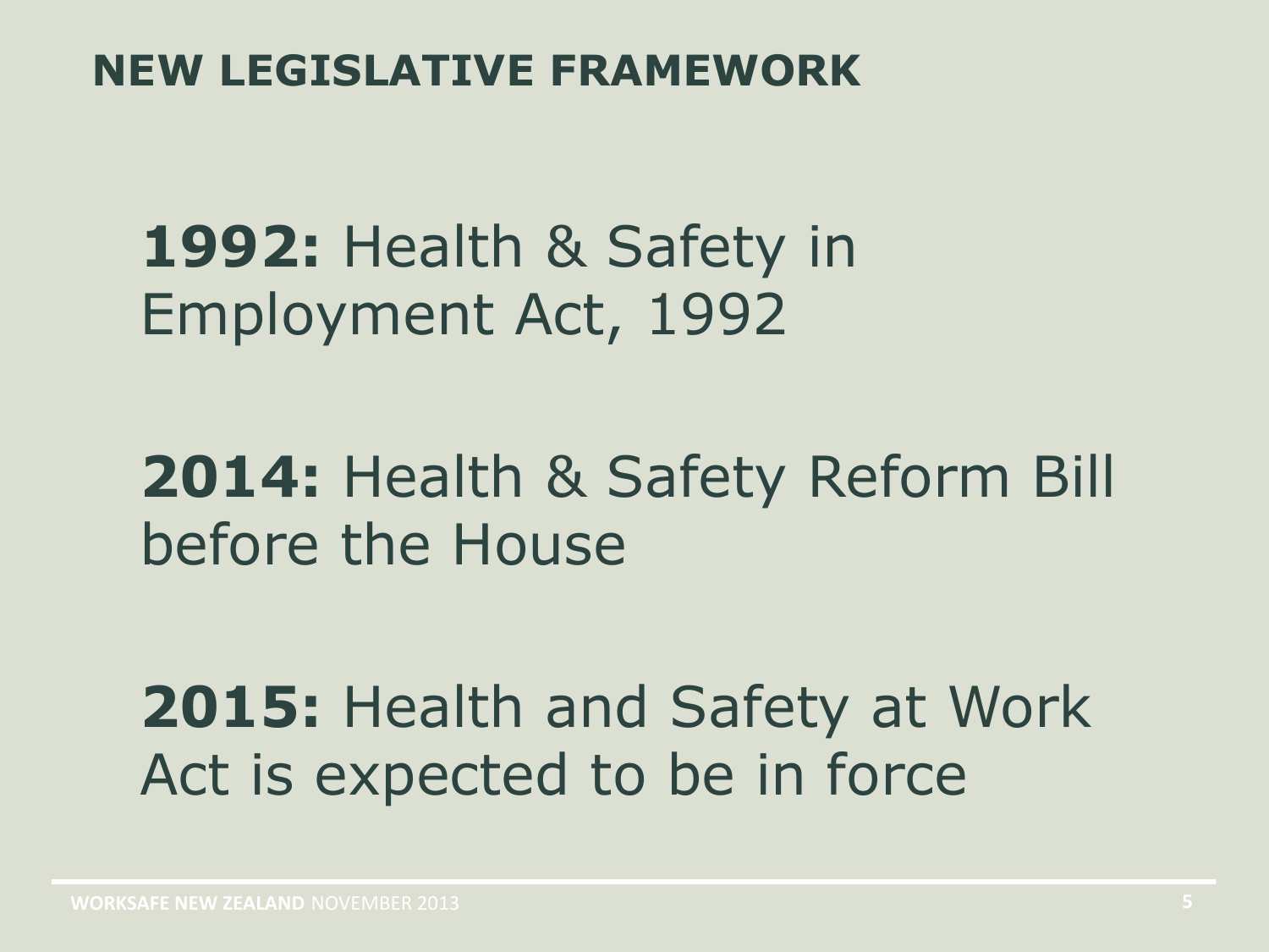## NEW LEGISLATIVE FRAMEWORK

**1992:** Health & Safety in Employment Act, 1992

**2014:** Health & Safety Reform Bill before the House

**2015:** Health and Safety at Work Act is expected to be in force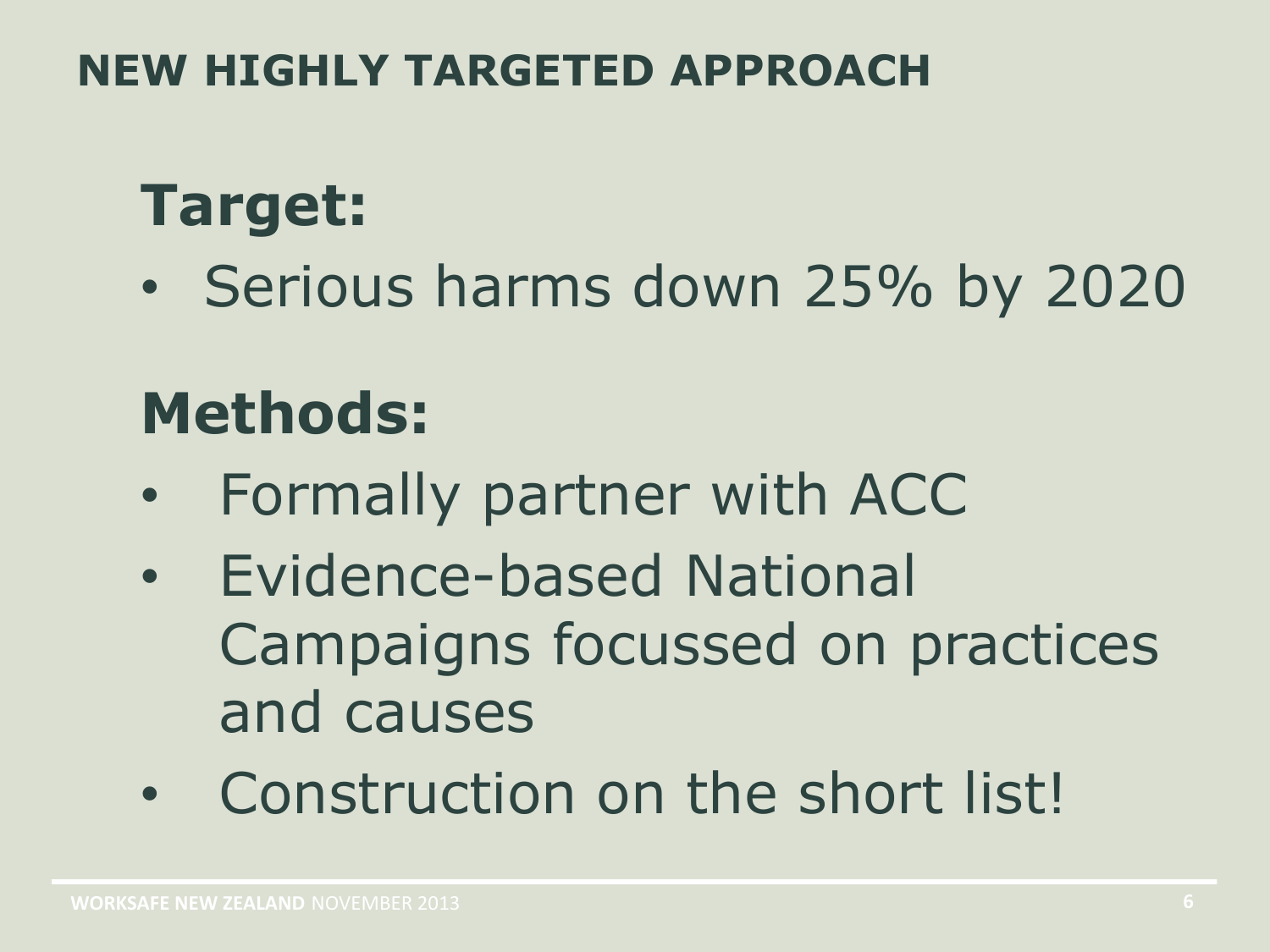# NEW HIGHLY TARGETED APPROACH

## Target:

- Serious harms down 25% by 2020

## Methods:

- Formally partner with ACC
- Evidence-based National Campaigns focussed on practices and causes
- Construction on the short list!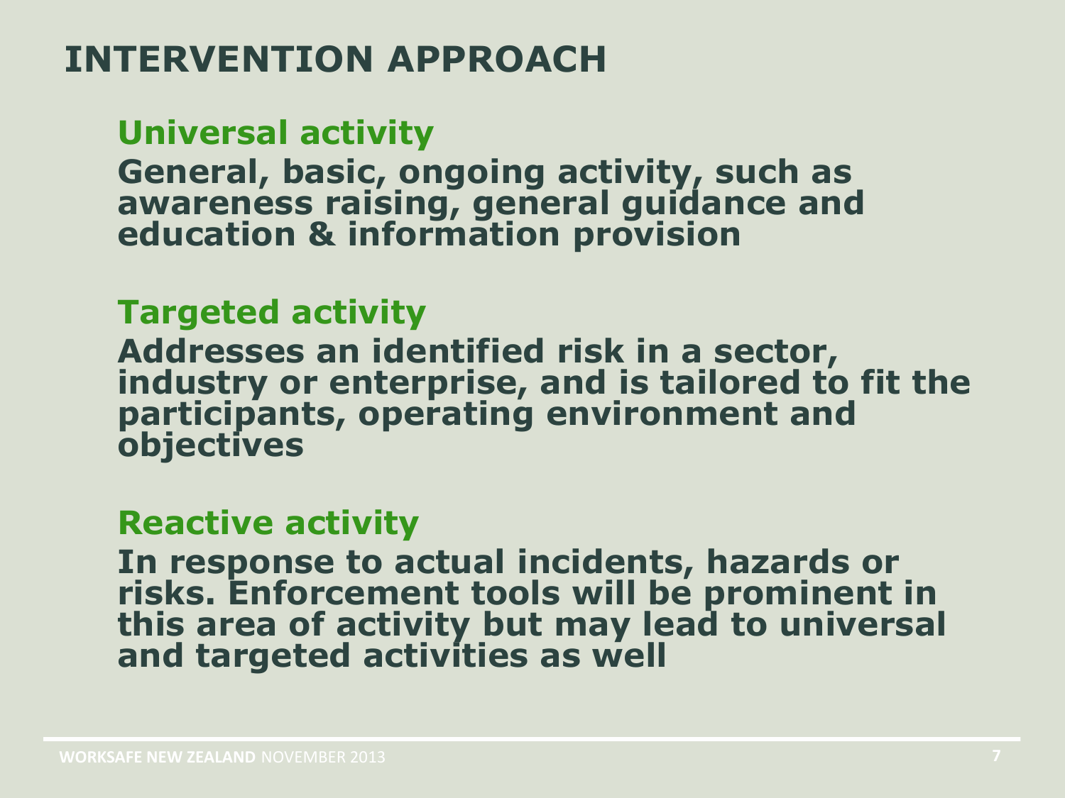# INTERVENTION APPROACH

## Universal activity

**General, basic, ongoing activity, such as awareness raising, general guidance and education & information provision**

## Targeted activity

**Addresses an identified risk in a sector, industry or enterprise, and is tailored to fit the participants, operating environment and objectives**

## Reactive activity

**In response to actual incidents, hazards or risks. Enforcement tools will be prominent in this area of activity but may lead to universal and targeted activities as well**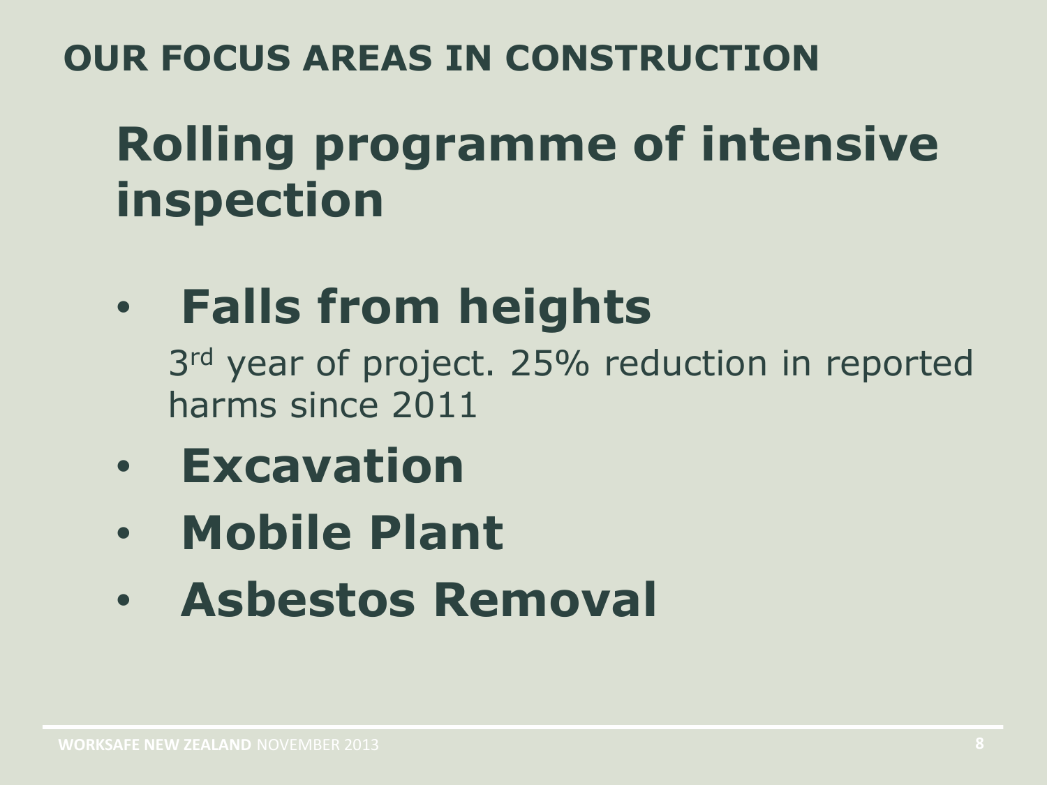# OUR FOCUS AREAS IN CONSTRUCTION

## Rolling programme of intensive inspection

- **Falls from heights**

  3rd year of project. 25% reduction in reported harms since 2011
- **Excavation**
- **Mobile Plant**
- **Asbestos Removal**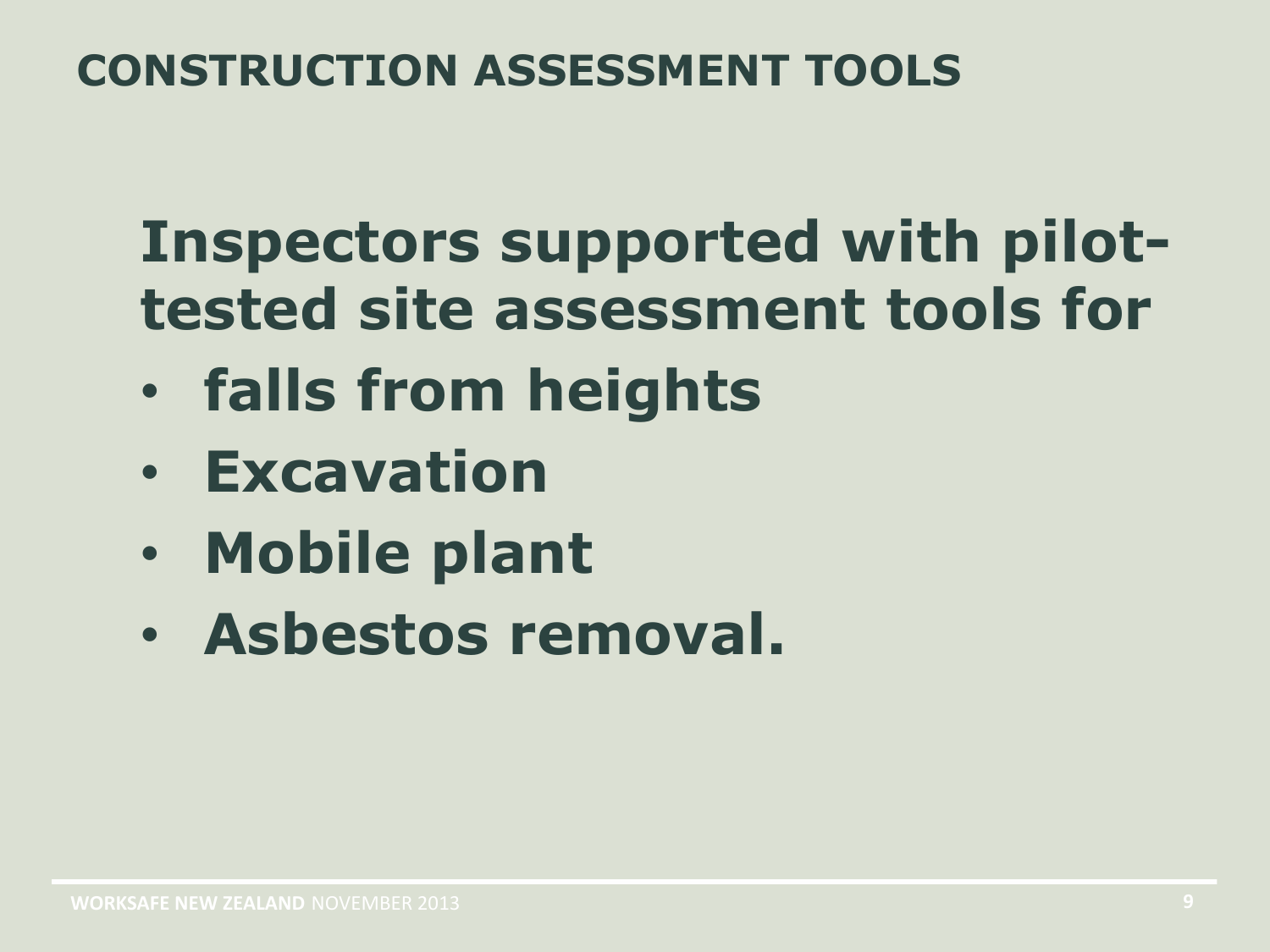## CONSTRUCTION ASSESSMENT TOOLS

**Inspectors supported with pilot-tested site assessment tools for**

- **falls from heights**
- **Excavation**
- **Mobile plant**
- **Asbestos removal.**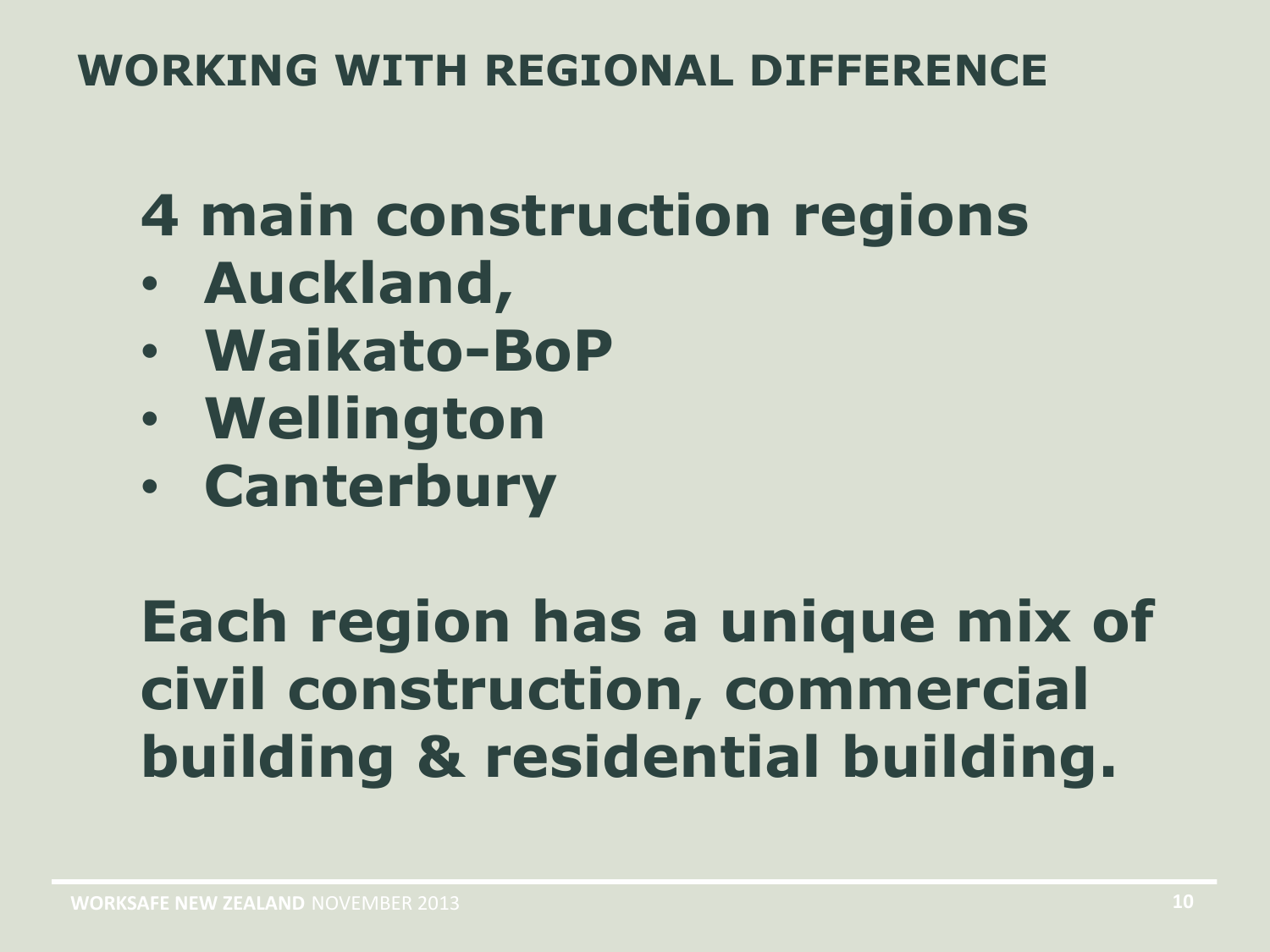## WORKING WITH REGIONAL DIFFERENCE

**4 main construction regions**

- **Auckland,**
- **Waikato-BoP**
- **Wellington**
- **Canterbury**

**Each region has a unique mix of civil construction, commercial building & residential building.**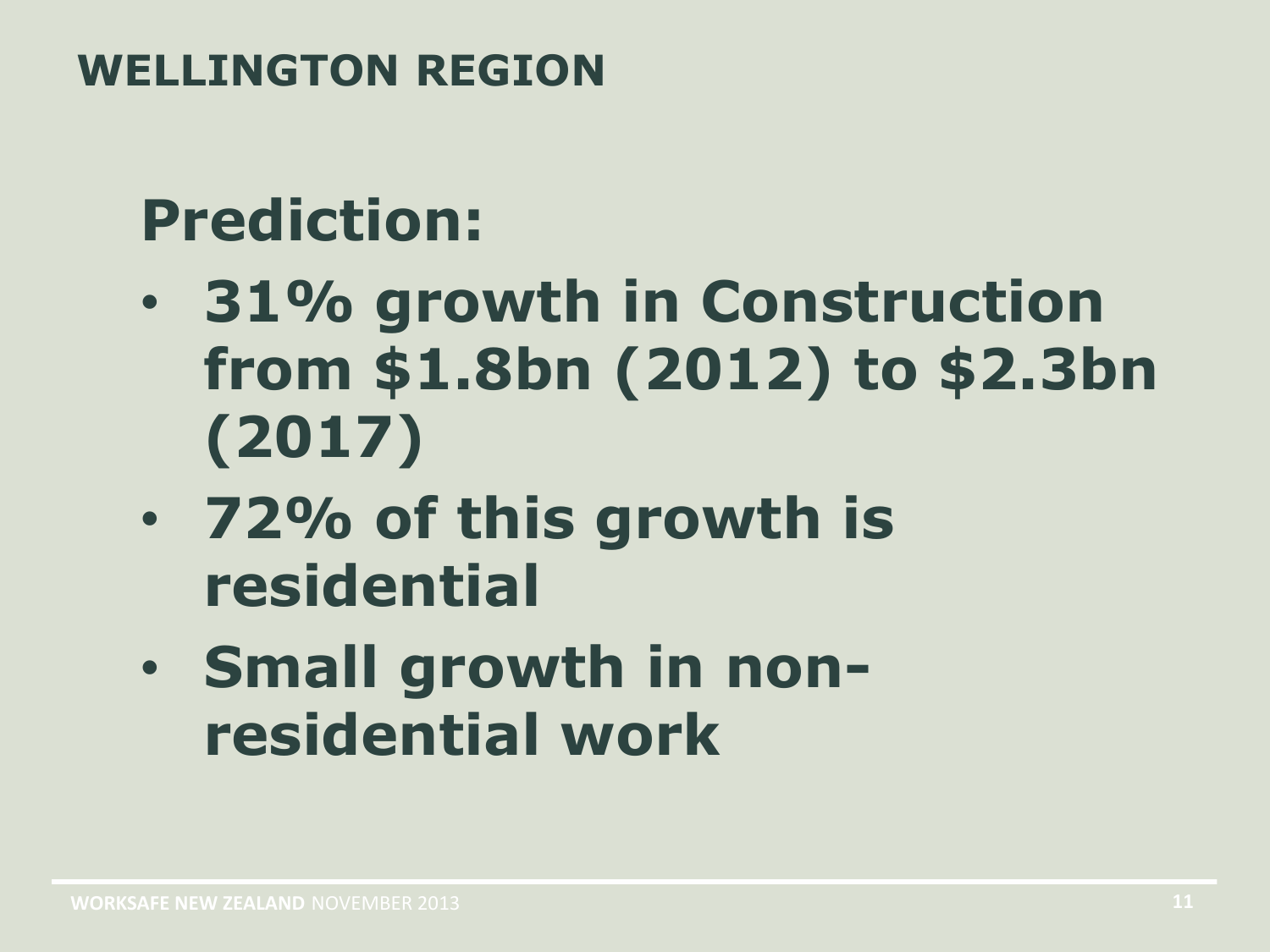## WELLINGTON REGION

**Prediction:**

- **31% growth in Construction from $1.8bn (2012) to $2.3bn (2017)**
- **72% of this growth is residential**
- **Small growth in non-residential work**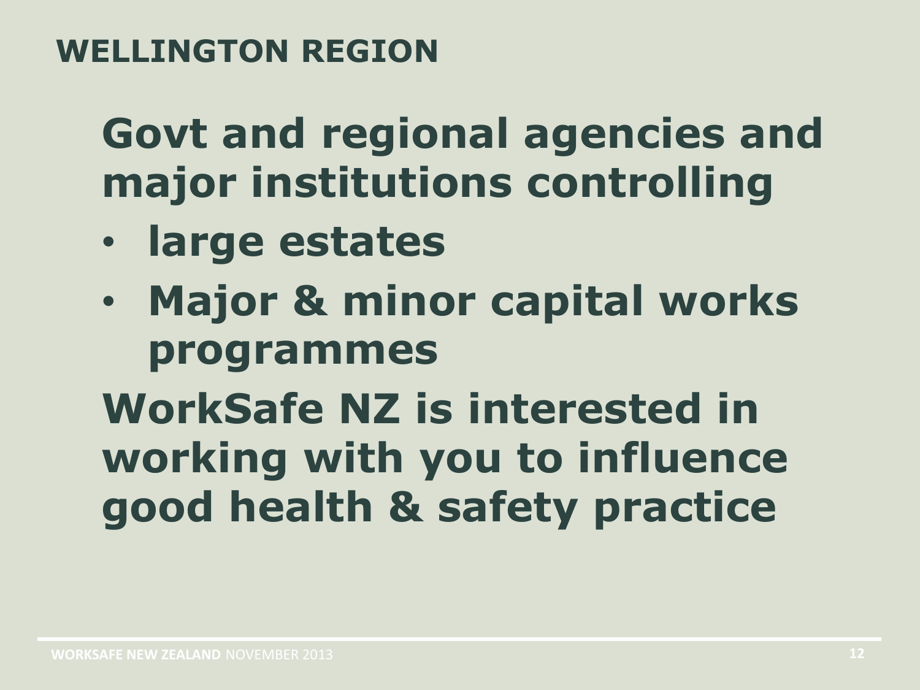## WELLINGTON REGION

**Govt and regional agencies and major institutions controlling**

- **large estates**
- **Major & minor capital works programmes**

**WorkSafe NZ is interested in working with you to influence good health & safety practice**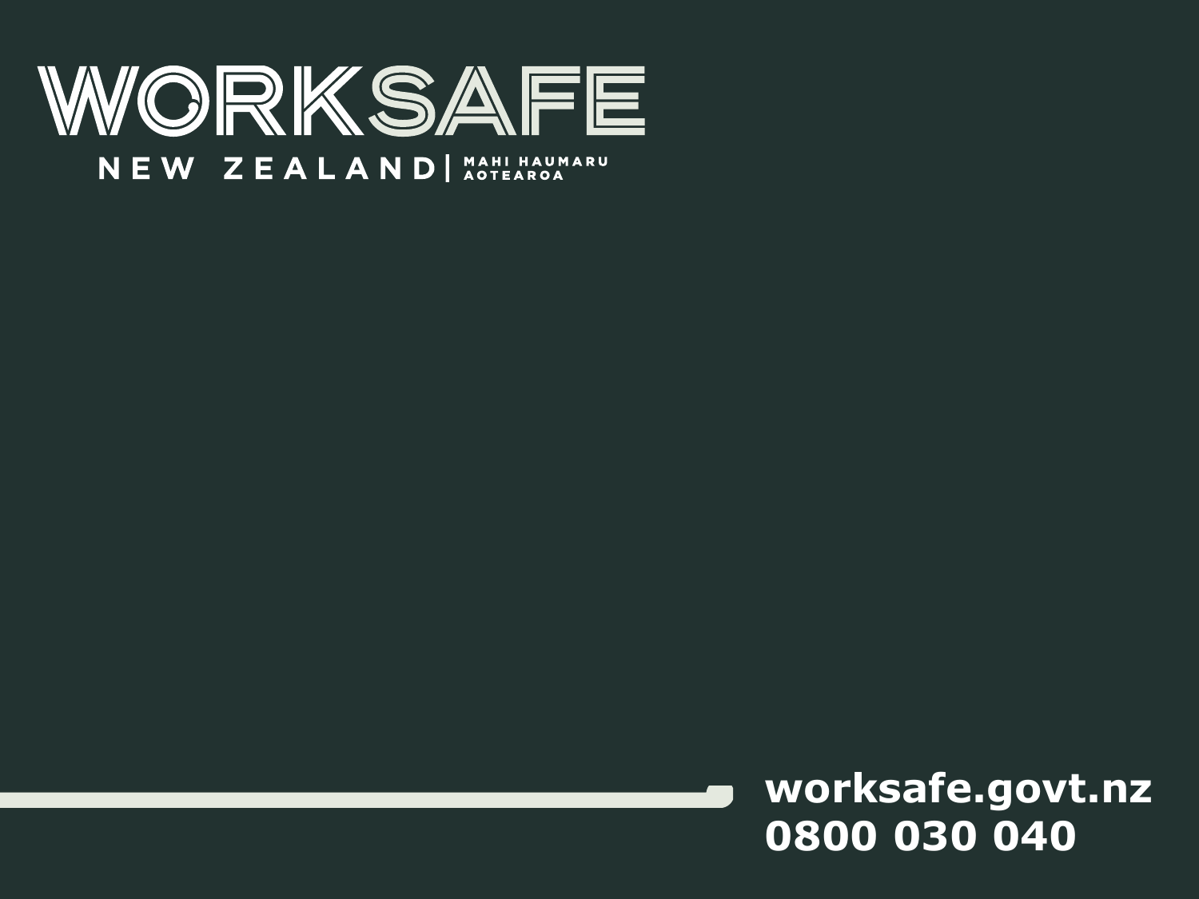WORKSAFE

NEW ZEALAND | MAHI HAUMARU AOTEAROA

worksafe.govt.nz

0800 030 040